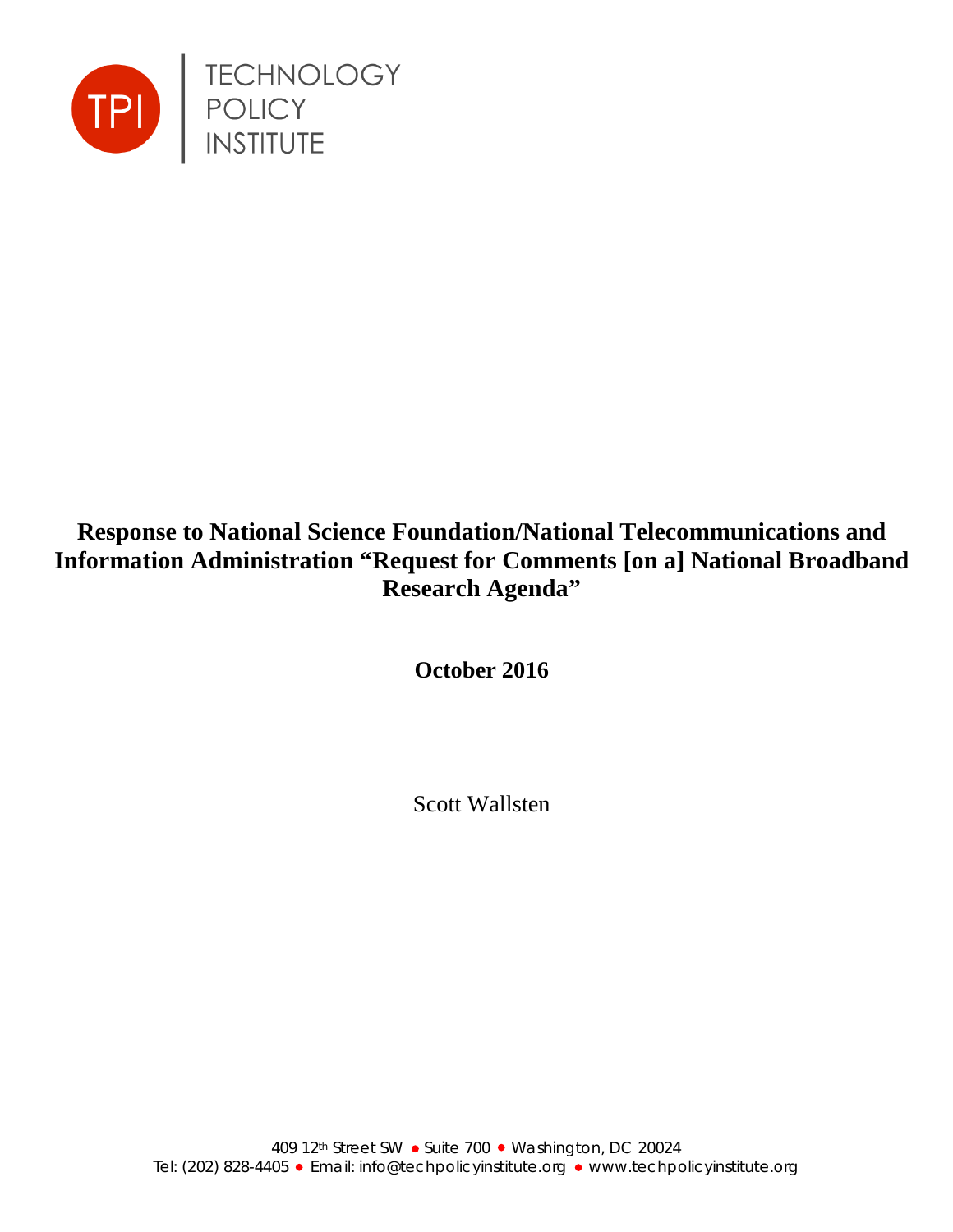TECHNOLOGY
POLICY
INSTITUTE

# Response to National Science Foundation/National Telecommunications and Information Administration "Request for Comments [on a] National Broadband Research Agenda"

**October 2016**

Scott Wallsten

409 12th Street SW • Suite 700 • Washington, DC 20024
Tel: (202) 828-4405 • Email: info@techpolicyinstitute.org • www.techpolicyinstitute.org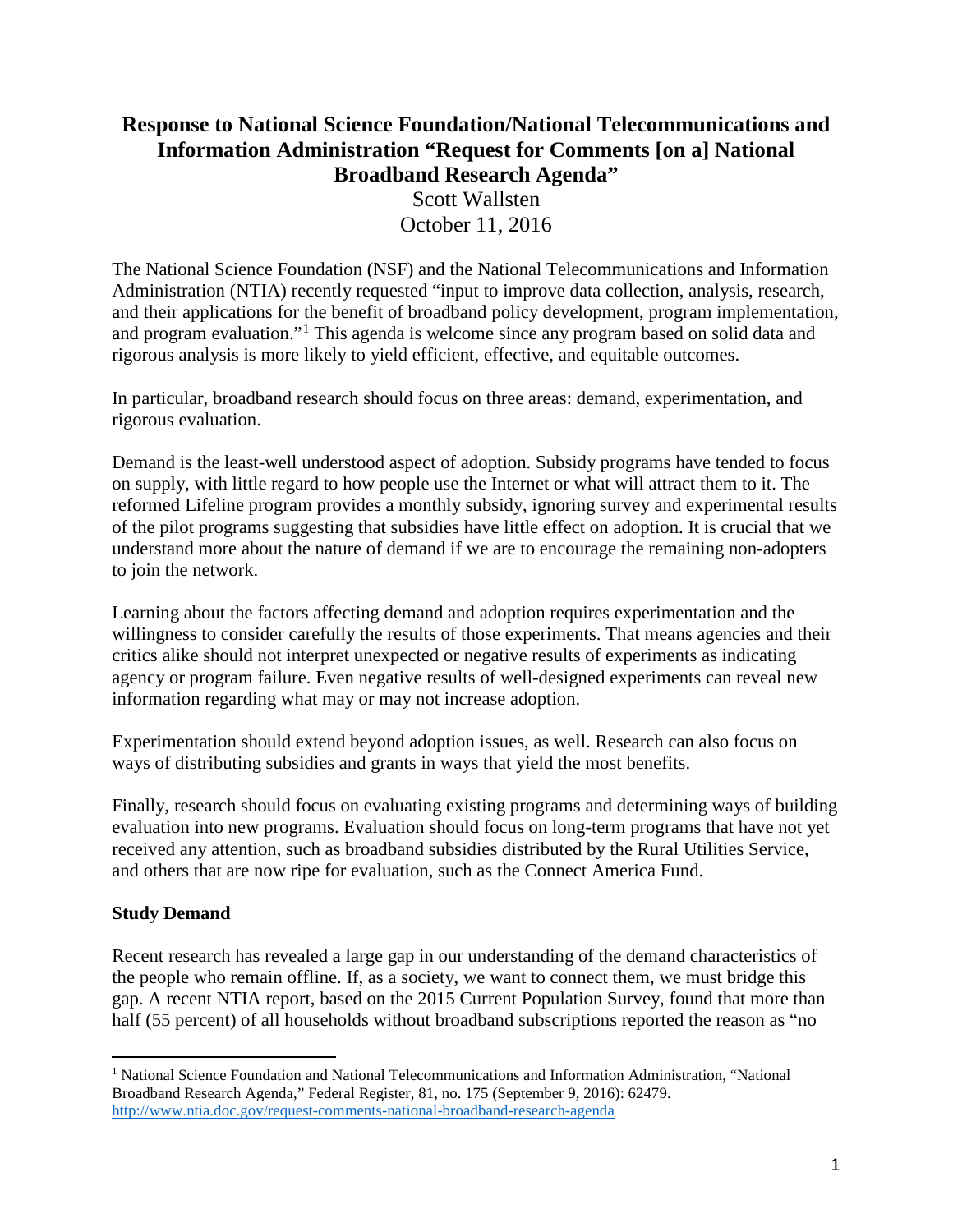# Response to National Science Foundation/National Telecommunications and Information Administration "Request for Comments [on a] National Broadband Research Agenda"

Scott Wallsten
October 11, 2016

The National Science Foundation (NSF) and the National Telecommunications and Information Administration (NTIA) recently requested "input to improve data collection, analysis, research, and their applications for the benefit of broadband policy development, program implementation, and program evaluation."[1] This agenda is welcome since any program based on solid data and rigorous analysis is more likely to yield efficient, effective, and equitable outcomes.

In particular, broadband research should focus on three areas: demand, experimentation, and rigorous evaluation.

Demand is the least-well understood aspect of adoption. Subsidy programs have tended to focus on supply, with little regard to how people use the Internet or what will attract them to it. The reformed Lifeline program provides a monthly subsidy, ignoring survey and experimental results of the pilot programs suggesting that subsidies have little effect on adoption. It is crucial that we understand more about the nature of demand if we are to encourage the remaining non-adopters to join the network.

Learning about the factors affecting demand and adoption requires experimentation and the willingness to consider carefully the results of those experiments. That means agencies and their critics alike should not interpret unexpected or negative results of experiments as indicating agency or program failure. Even negative results of well-designed experiments can reveal new information regarding what may or may not increase adoption.

Experimentation should extend beyond adoption issues, as well. Research can also focus on ways of distributing subsidies and grants in ways that yield the most benefits.

Finally, research should focus on evaluating existing programs and determining ways of building evaluation into new programs. Evaluation should focus on long-term programs that have not yet received any attention, such as broadband subsidies distributed by the Rural Utilities Service, and others that are now ripe for evaluation, such as the Connect America Fund.

## Study Demand

Recent research has revealed a large gap in our understanding of the demand characteristics of the people who remain offline. If, as a society, we want to connect them, we must bridge this gap. A recent NTIA report, based on the 2015 Current Population Survey, found that more than half (55 percent) of all households without broadband subscriptions reported the reason as "no

[1] National Science Foundation and National Telecommunications and Information Administration, "National Broadband Research Agenda," Federal Register, 81, no. 175 (September 9, 2016): 62479. http://www.ntia.doc.gov/request-comments-national-broadband-research-agenda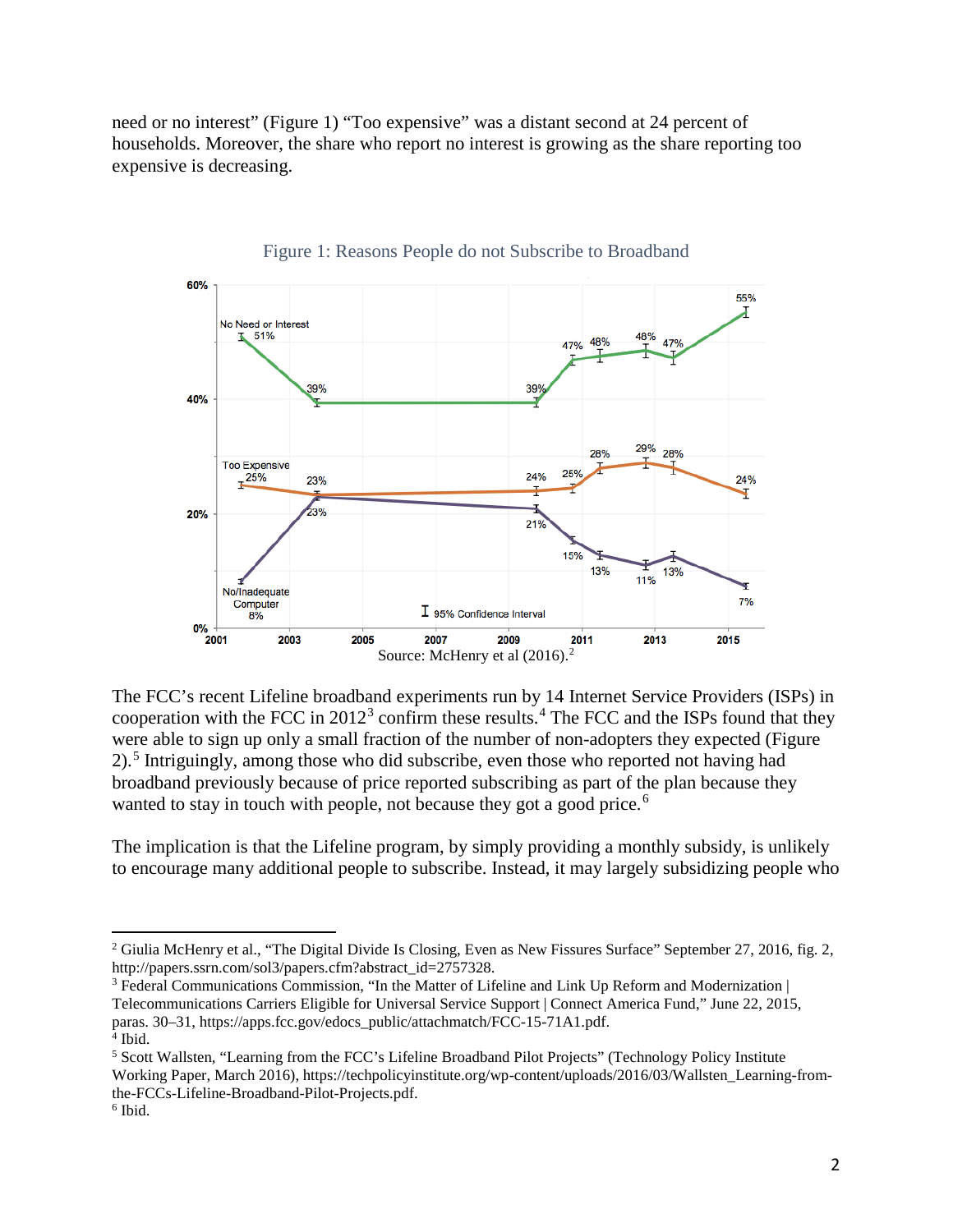need or no interest" (Figure 1) "Too expensive" was a distant second at 24 percent of households. Moreover, the share who report no interest is growing as the share reporting too expensive is decreasing.

Figure 1: Reasons People do not Subscribe to Broadband

Source: McHenry et al (2016).[2]

The FCC's recent Lifeline broadband experiments run by 14 Internet Service Providers (ISPs) in cooperation with the FCC in 2012[3] confirm these results.[4] The FCC and the ISPs found that they were able to sign up only a small fraction of the number of non-adopters they expected (Figure 2).[5] Intriguingly, among those who did subscribe, even those who reported not having had broadband previously because of price reported subscribing as part of the plan because they wanted to stay in touch with people, not because they got a good price.[6]

The implication is that the Lifeline program, by simply providing a monthly subsidy, is unlikely to encourage many additional people to subscribe. Instead, it may largely subsidizing people who

---

[2] Giulia McHenry et al., "The Digital Divide Is Closing, Even as New Fissures Surface" September 27, 2016, fig. 2, http://papers.ssrn.com/sol3/papers.cfm?abstract_id=2757328.

[3] Federal Communications Commission, "In the Matter of Lifeline and Link Up Reform and Modernization | Telecommunications Carriers Eligible for Universal Service Support | Connect America Fund," June 22, 2015, paras. 30–31, https://apps.fcc.gov/edocs_public/attachmatch/FCC-15-71A1.pdf.

[4] Ibid.

[5] Scott Wallsten, "Learning from the FCC's Lifeline Broadband Pilot Projects" (Technology Policy Institute Working Paper, March 2016), https://techpolicyinstitute.org/wp-content/uploads/2016/03/Wallsten_Learning-from-the-FCCs-Lifeline-Broadband-Pilot-Projects.pdf.

[6] Ibid.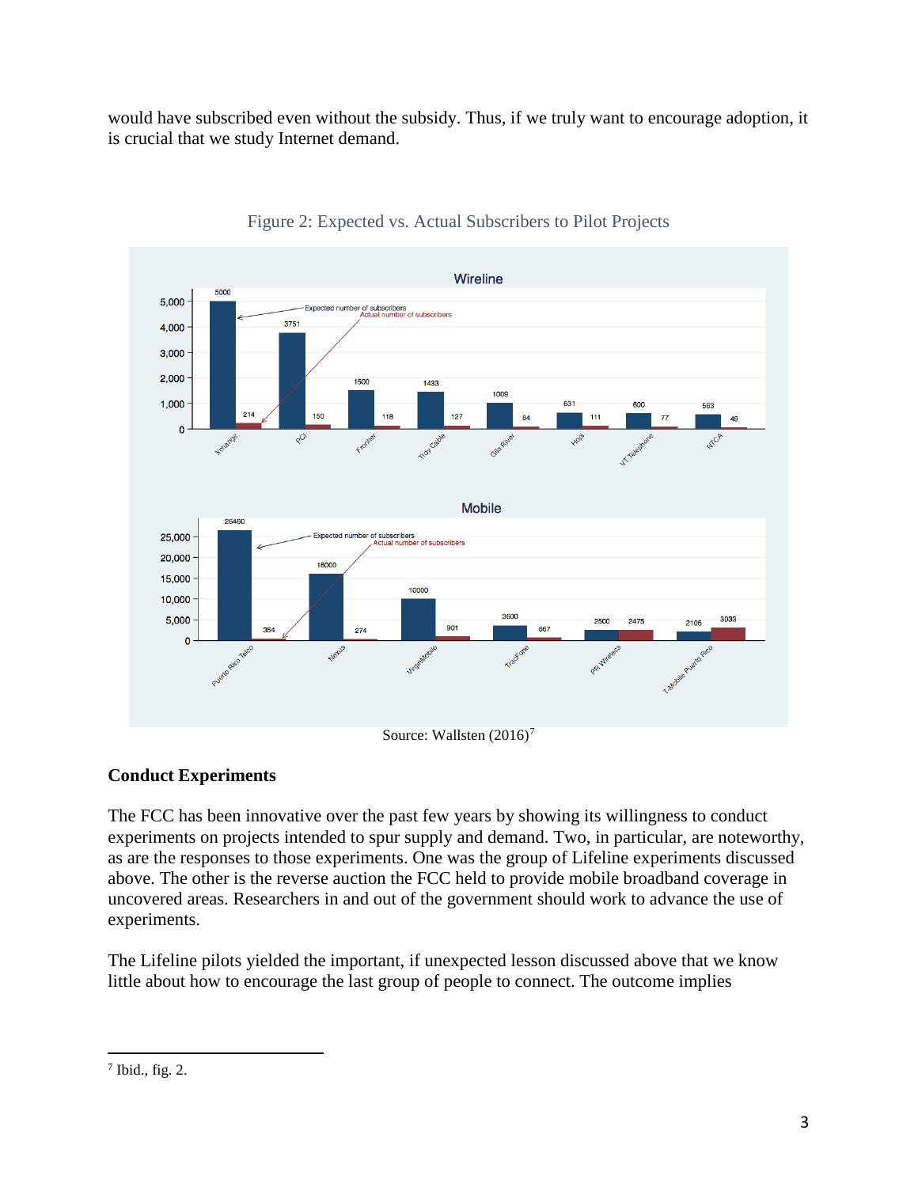would have subscribed even without the subsidy. Thus, if we truly want to encourage adoption, it is crucial that we study Internet demand.

Figure 2: Expected vs. Actual Subscribers to Pilot Projects

Source: Wallsten (2016)[7]

**Conduct Experiments**

The FCC has been innovative over the past few years by showing its willingness to conduct experiments on projects intended to spur supply and demand. Two, in particular, are noteworthy, as are the responses to those experiments. One was the group of Lifeline experiments discussed above. The other is the reverse auction the FCC held to provide mobile broadband coverage in uncovered areas. Researchers in and out of the government should work to advance the use of experiments.

The Lifeline pilots yielded the important, if unexpected lesson discussed above that we know little about how to encourage the last group of people to connect. The outcome implies

---

[7] Ibid., fig. 2.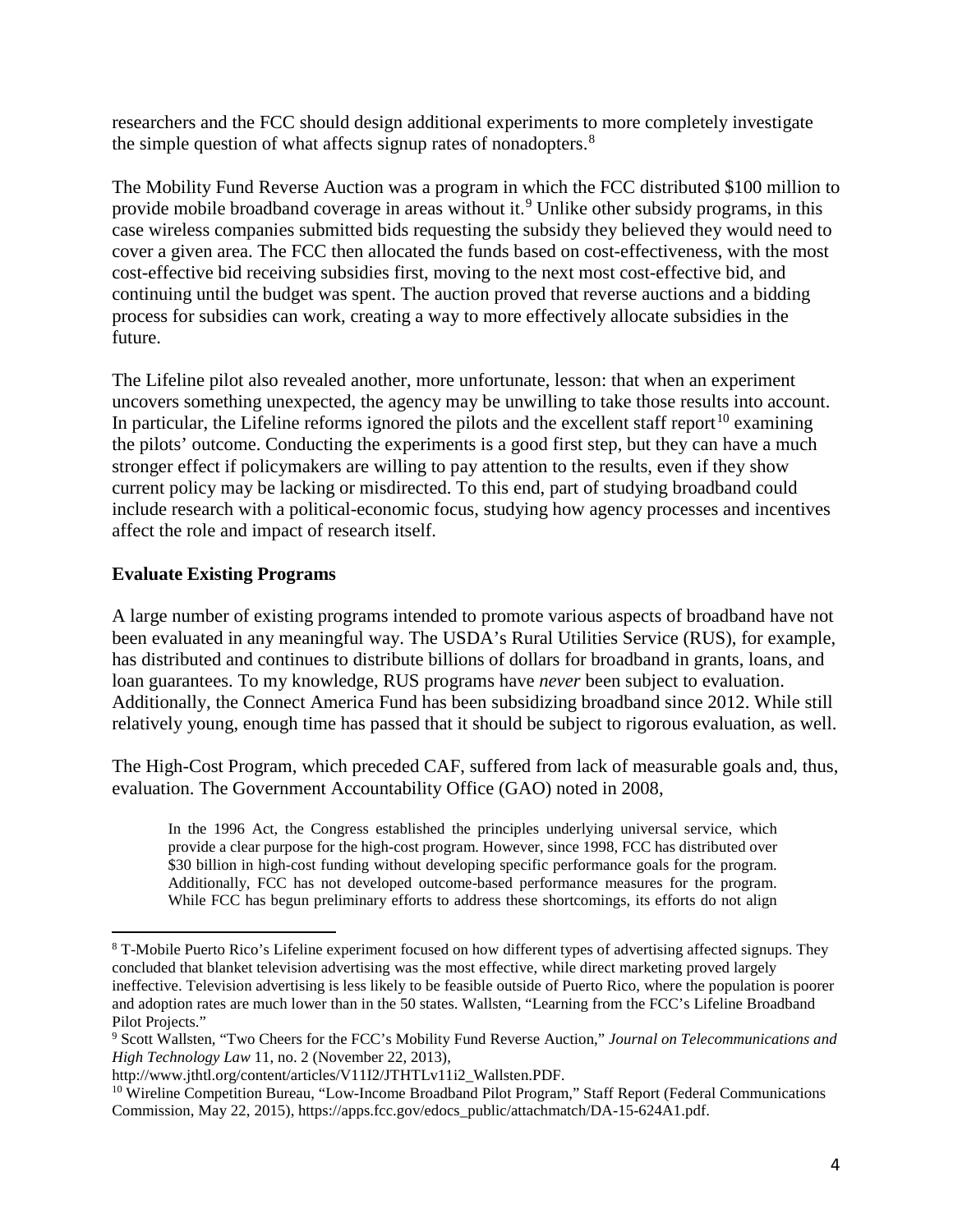researchers and the FCC should design additional experiments to more completely investigate the simple question of what affects signup rates of nonadopters.[8]

The Mobility Fund Reverse Auction was a program in which the FCC distributed $100 million to provide mobile broadband coverage in areas without it.[9] Unlike other subsidy programs, in this case wireless companies submitted bids requesting the subsidy they believed they would need to cover a given area. The FCC then allocated the funds based on cost-effectiveness, with the most cost-effective bid receiving subsidies first, moving to the next most cost-effective bid, and continuing until the budget was spent. The auction proved that reverse auctions and a bidding process for subsidies can work, creating a way to more effectively allocate subsidies in the future.

The Lifeline pilot also revealed another, more unfortunate, lesson: that when an experiment uncovers something unexpected, the agency may be unwilling to take those results into account. In particular, the Lifeline reforms ignored the pilots and the excellent staff report[10] examining the pilots' outcome. Conducting the experiments is a good first step, but they can have a much stronger effect if policymakers are willing to pay attention to the results, even if they show current policy may be lacking or misdirected. To this end, part of studying broadband could include research with a political-economic focus, studying how agency processes and incentives affect the role and impact of research itself.

**Evaluate Existing Programs**

A large number of existing programs intended to promote various aspects of broadband have not been evaluated in any meaningful way. The USDA's Rural Utilities Service (RUS), for example, has distributed and continues to distribute billions of dollars for broadband in grants, loans, and loan guarantees. To my knowledge, RUS programs have *never* been subject to evaluation. Additionally, the Connect America Fund has been subsidizing broadband since 2012. While still relatively young, enough time has passed that it should be subject to rigorous evaluation, as well.

The High-Cost Program, which preceded CAF, suffered from lack of measurable goals and, thus, evaluation. The Government Accountability Office (GAO) noted in 2008,

> In the 1996 Act, the Congress established the principles underlying universal service, which provide a clear purpose for the high-cost program. However, since 1998, FCC has distributed over $30 billion in high-cost funding without developing specific performance goals for the program. Additionally, FCC has not developed outcome-based performance measures for the program. While FCC has begun preliminary efforts to address these shortcomings, its efforts do not align

---

[8] T-Mobile Puerto Rico's Lifeline experiment focused on how different types of advertising affected signups. They concluded that blanket television advertising was the most effective, while direct marketing proved largely ineffective. Television advertising is less likely to be feasible outside of Puerto Rico, where the population is poorer and adoption rates are much lower than in the 50 states. Wallsten, "Learning from the FCC's Lifeline Broadband Pilot Projects."

[9] Scott Wallsten, "Two Cheers for the FCC's Mobility Fund Reverse Auction," *Journal on Telecommunications and High Technology Law* 11, no. 2 (November 22, 2013), http://www.jthtl.org/content/articles/V11I2/JTHTLv11i2_Wallsten.PDF.

[10] Wireline Competition Bureau, "Low-Income Broadband Pilot Program," Staff Report (Federal Communications Commission, May 22, 2015), https://apps.fcc.gov/edocs_public/attachmatch/DA-15-624A1.pdf.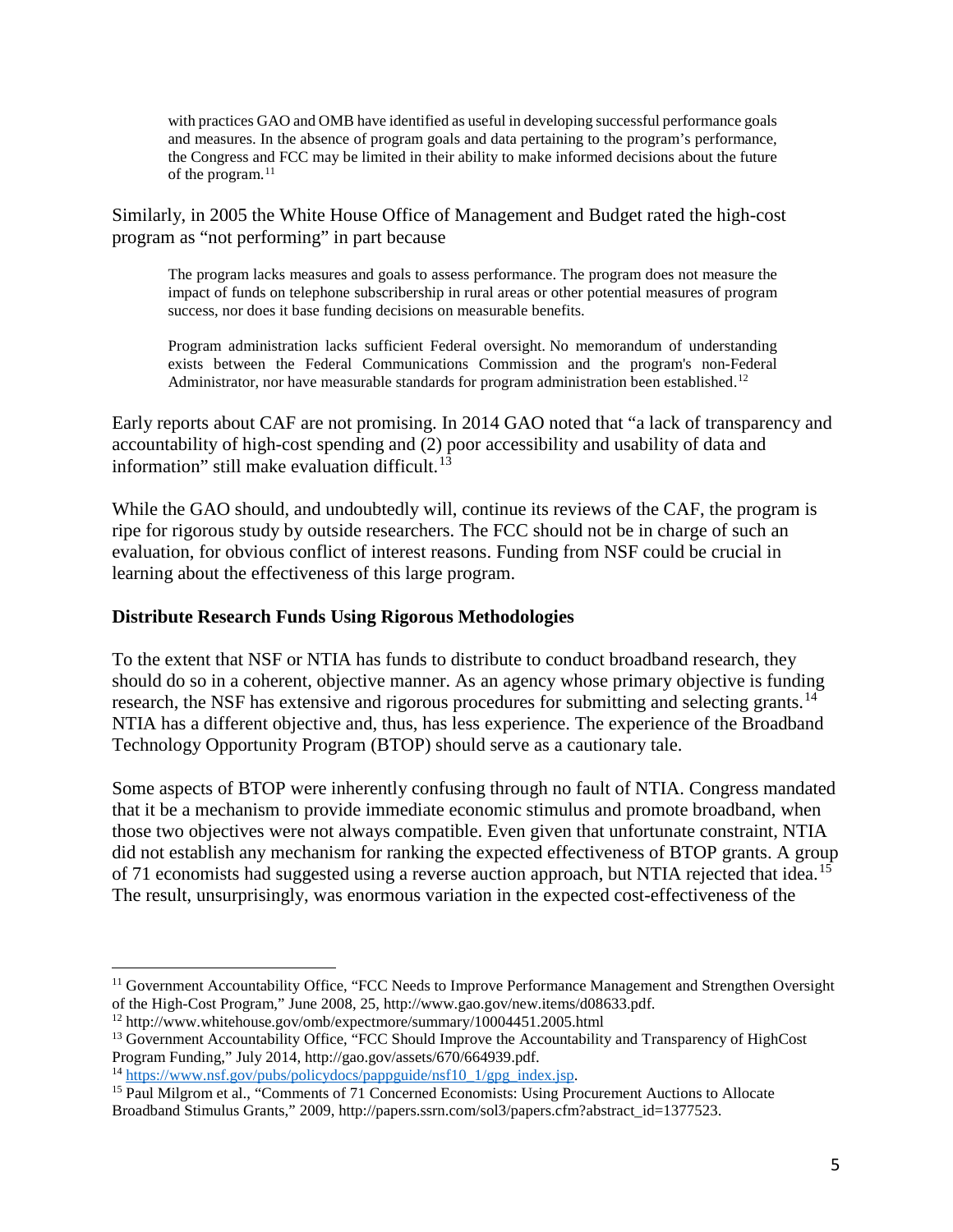> with practices GAO and OMB have identified as useful in developing successful performance goals and measures. In the absence of program goals and data pertaining to the program's performance, the Congress and FCC may be limited in their ability to make informed decisions about the future of the program.[11]

Similarly, in 2005 the White House Office of Management and Budget rated the high-cost program as "not performing" in part because

> The program lacks measures and goals to assess performance. The program does not measure the impact of funds on telephone subscribership in rural areas or other potential measures of program success, nor does it base funding decisions on measurable benefits.
>
> Program administration lacks sufficient Federal oversight. No memorandum of understanding exists between the Federal Communications Commission and the program's non-Federal Administrator, nor have measurable standards for program administration been established.[12]

Early reports about CAF are not promising. In 2014 GAO noted that "a lack of transparency and accountability of high-cost spending and (2) poor accessibility and usability of data and information" still make evaluation difficult.[13]

While the GAO should, and undoubtedly will, continue its reviews of the CAF, the program is ripe for rigorous study by outside researchers. The FCC should not be in charge of such an evaluation, for obvious conflict of interest reasons. Funding from NSF could be crucial in learning about the effectiveness of this large program.

### Distribute Research Funds Using Rigorous Methodologies

To the extent that NSF or NTIA has funds to distribute to conduct broadband research, they should do so in a coherent, objective manner. As an agency whose primary objective is funding research, the NSF has extensive and rigorous procedures for submitting and selecting grants.[14] NTIA has a different objective and, thus, has less experience. The experience of the Broadband Technology Opportunity Program (BTOP) should serve as a cautionary tale.

Some aspects of BTOP were inherently confusing through no fault of NTIA. Congress mandated that it be a mechanism to provide immediate economic stimulus and promote broadband, when those two objectives were not always compatible. Even given that unfortunate constraint, NTIA did not establish any mechanism for ranking the expected effectiveness of BTOP grants. A group of 71 economists had suggested using a reverse auction approach, but NTIA rejected that idea.[15] The result, unsurprisingly, was enormous variation in the expected cost-effectiveness of the

---

[11] Government Accountability Office, "FCC Needs to Improve Performance Management and Strengthen Oversight of the High-Cost Program," June 2008, 25, http://www.gao.gov/new.items/d08633.pdf.

[12] http://www.whitehouse.gov/omb/expectmore/summary/10004451.2005.html

[13] Government Accountability Office, "FCC Should Improve the Accountability and Transparency of HighCost Program Funding," July 2014, http://gao.gov/assets/670/664939.pdf.

[14] https://www.nsf.gov/pubs/policydocs/pappguide/nsf10_1/gpg_index.jsp.

[15] Paul Milgrom et al., "Comments of 71 Concerned Economists: Using Procurement Auctions to Allocate Broadband Stimulus Grants," 2009, http://papers.ssrn.com/sol3/papers.cfm?abstract_id=1377523.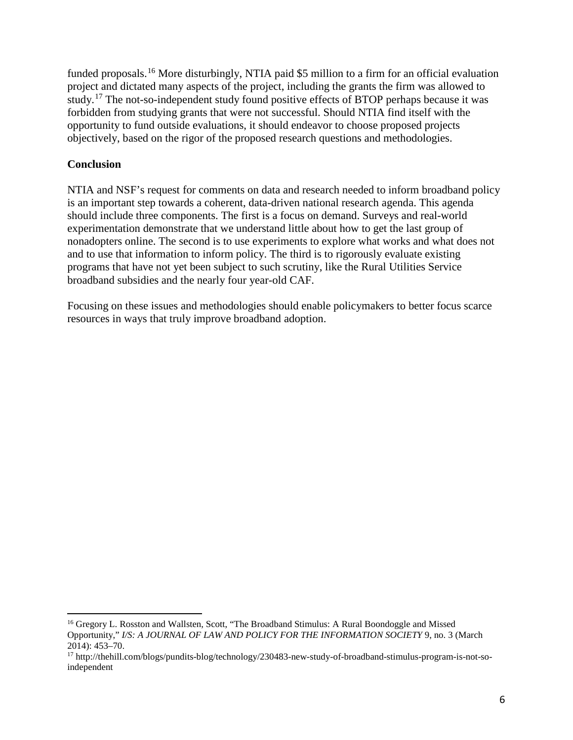funded proposals.[16] More disturbingly, NTIA paid $5 million to a firm for an official evaluation project and dictated many aspects of the project, including the grants the firm was allowed to study.[17] The not-so-independent study found positive effects of BTOP perhaps because it was forbidden from studying grants that were not successful. Should NTIA find itself with the opportunity to fund outside evaluations, it should endeavor to choose proposed projects objectively, based on the rigor of the proposed research questions and methodologies.

**Conclusion**

NTIA and NSF's request for comments on data and research needed to inform broadband policy is an important step towards a coherent, data-driven national research agenda. This agenda should include three components. The first is a focus on demand. Surveys and real-world experimentation demonstrate that we understand little about how to get the last group of nonadopters online. The second is to use experiments to explore what works and what does not and to use that information to inform policy. The third is to rigorously evaluate existing programs that have not yet been subject to such scrutiny, like the Rural Utilities Service broadband subsidies and the nearly four year-old CAF.

Focusing on these issues and methodologies should enable policymakers to better focus scarce resources in ways that truly improve broadband adoption.

---

[16] Gregory L. Rosston and Wallsten, Scott, "The Broadband Stimulus: A Rural Boondoggle and Missed Opportunity," *I/S: A JOURNAL OF LAW AND POLICY FOR THE INFORMATION SOCIETY* 9, no. 3 (March 2014): 453–70.

[17] http://thehill.com/blogs/pundits-blog/technology/230483-new-study-of-broadband-stimulus-program-is-not-so-independent